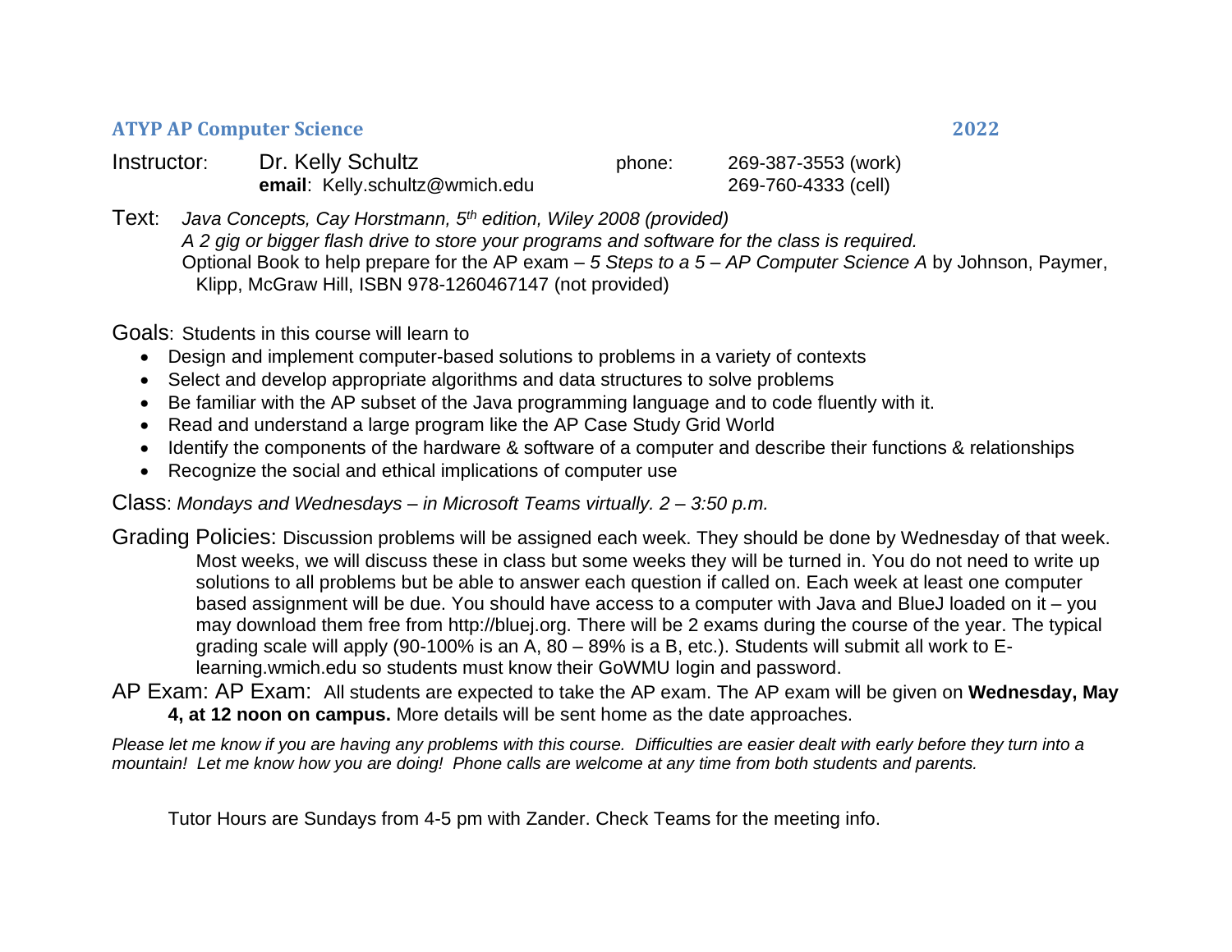## ATYP AP Computer Science 2022

**Instructor**: Dr. Kelly Schultz
**email**: Kelly.schultz@wmich.edu

phone: 269-387-3553 (work)
269-760-4333 (cell)

**Text**: *Java Concepts, Cay Horstmann, 5th edition, Wiley 2008 (provided)*
*A 2 gig or bigger flash drive to store your programs and software for the class is required.*
Optional Book to help prepare for the AP exam – *5 Steps to a 5 – AP Computer Science A* by Johnson, Paymer, Klipp, McGraw Hill, ISBN 978-1260467147 (not provided)

**Goals**: Students in this course will learn to

- Design and implement computer-based solutions to problems in a variety of contexts
- Select and develop appropriate algorithms and data structures to solve problems
- Be familiar with the AP subset of the Java programming language and to code fluently with it.
- Read and understand a large program like the AP Case Study Grid World
- Identify the components of the hardware & software of a computer and describe their functions & relationships
- Recognize the social and ethical implications of computer use

**Class**: *Mondays and Wednesdays – in Microsoft Teams virtually. 2 – 3:50 p.m.*

**Grading Policies:** Discussion problems will be assigned each week. They should be done by Wednesday of that week. Most weeks, we will discuss these in class but some weeks they will be turned in. You do not need to write up solutions to all problems but be able to answer each question if called on. Each week at least one computer based assignment will be due. You should have access to a computer with Java and BlueJ loaded on it – you may download them free from http://bluej.org. There will be 2 exams during the course of the year. The typical grading scale will apply (90-100% is an A, 80 – 89% is a B, etc.). Students will submit all work to E-learning.wmich.edu so students must know their GoWMU login and password.

**AP Exam: AP Exam:** All students are expected to take the AP exam. The AP exam will be given on **Wednesday, May 4, at 12 noon on campus.** More details will be sent home as the date approaches.

*Please let me know if you are having any problems with this course. Difficulties are easier dealt with early before they turn into a mountain! Let me know how you are doing! Phone calls are welcome at any time from both students and parents.*

Tutor Hours are Sundays from 4-5 pm with Zander. Check Teams for the meeting info.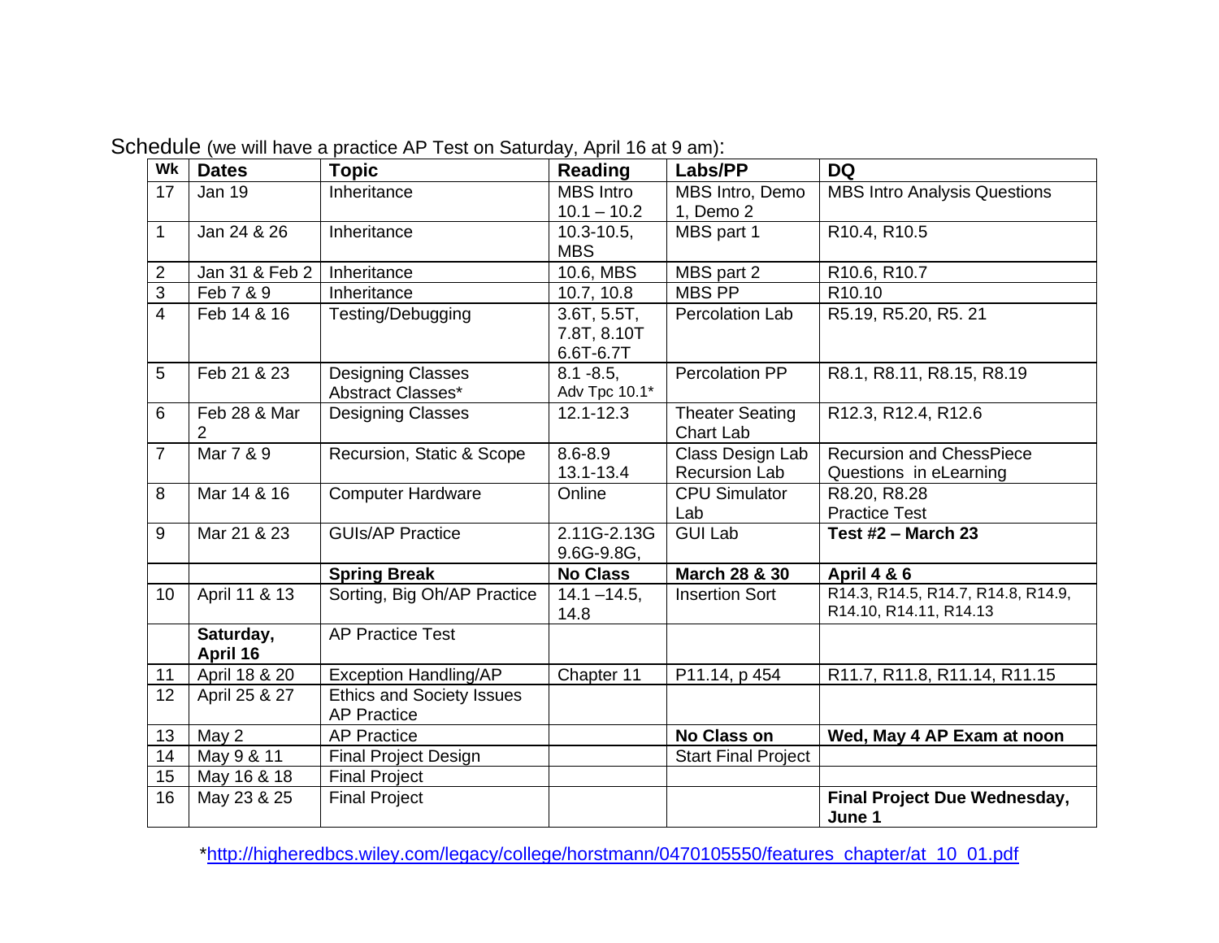Schedule (we will have a practice AP Test on Saturday, April 16 at 9 am):

| Wk | Dates | Topic | Reading | Labs/PP | DQ |
|---|---|---|---|---|---|
| 17 | Jan 19 | Inheritance | MBS Intro 10.1 – 10.2 | MBS Intro, Demo 1, Demo 2 | MBS Intro Analysis Questions |
| 1 | Jan 24 & 26 | Inheritance | 10.3-10.5, MBS | MBS part 1 | R10.4, R10.5 |
| 2 | Jan 31 & Feb 2 | Inheritance | 10.6, MBS | MBS part 2 | R10.6, R10.7 |
| 3 | Feb 7 & 9 | Inheritance | 10.7, 10.8 | MBS PP | R10.10 |
| 4 | Feb 14 & 16 | Testing/Debugging | 3.6T, 5.5T, 7.8T, 8.10T 6.6T-6.7T | Percolation Lab | R5.19, R5.20, R5. 21 |
| 5 | Feb 21 & 23 | Designing Classes Abstract Classes* | 8.1 -8.5, Adv Tpc 10.1* | Percolation PP | R8.1, R8.11, R8.15, R8.19 |
| 6 | Feb 28 & Mar 2 | Designing Classes | 12.1-12.3 | Theater Seating Chart Lab | R12.3, R12.4, R12.6 |
| 7 | Mar 7 & 9 | Recursion, Static & Scope | 8.6-8.9 13.1-13.4 | Class Design Lab Recursion Lab | Recursion and ChessPiece Questions in eLearning |
| 8 | Mar 14 & 16 | Computer Hardware | Online | CPU Simulator Lab | R8.20, R8.28 Practice Test |
| 9 | Mar 21 & 23 | GUIs/AP Practice | 2.11G-2.13G 9.6G-9.8G, | GUI Lab | **Test #2 – March 23** |
| | | **Spring Break** | **No Class** | **March 28 & 30** | **April 4 & 6** |
| 10 | April 11 & 13 | Sorting, Big Oh/AP Practice | 14.1 –14.5, 14.8 | Insertion Sort | R14.3, R14.5, R14.7, R14.8, R14.9, R14.10, R14.11, R14.13 |
| | **Saturday, April 16** | AP Practice Test | | | |
| 11 | April 18 & 20 | Exception Handling/AP | Chapter 11 | P11.14, p 454 | R11.7, R11.8, R11.14, R11.15 |
| 12 | April 25 & 27 | Ethics and Society Issues AP Practice | | | |
| 13 | May 2 | AP Practice | | **No Class on** | **Wed, May 4 AP Exam at noon** |
| 14 | May 9 & 11 | Final Project Design | | Start Final Project | |
| 15 | May 16 & 18 | Final Project | | | |
| 16 | May 23 & 25 | Final Project | | | **Final Project Due Wednesday, June 1** |

*http://higheredbcs.wiley.com/legacy/college/horstmann/0470105550/features_chapter/at_10_01.pdf